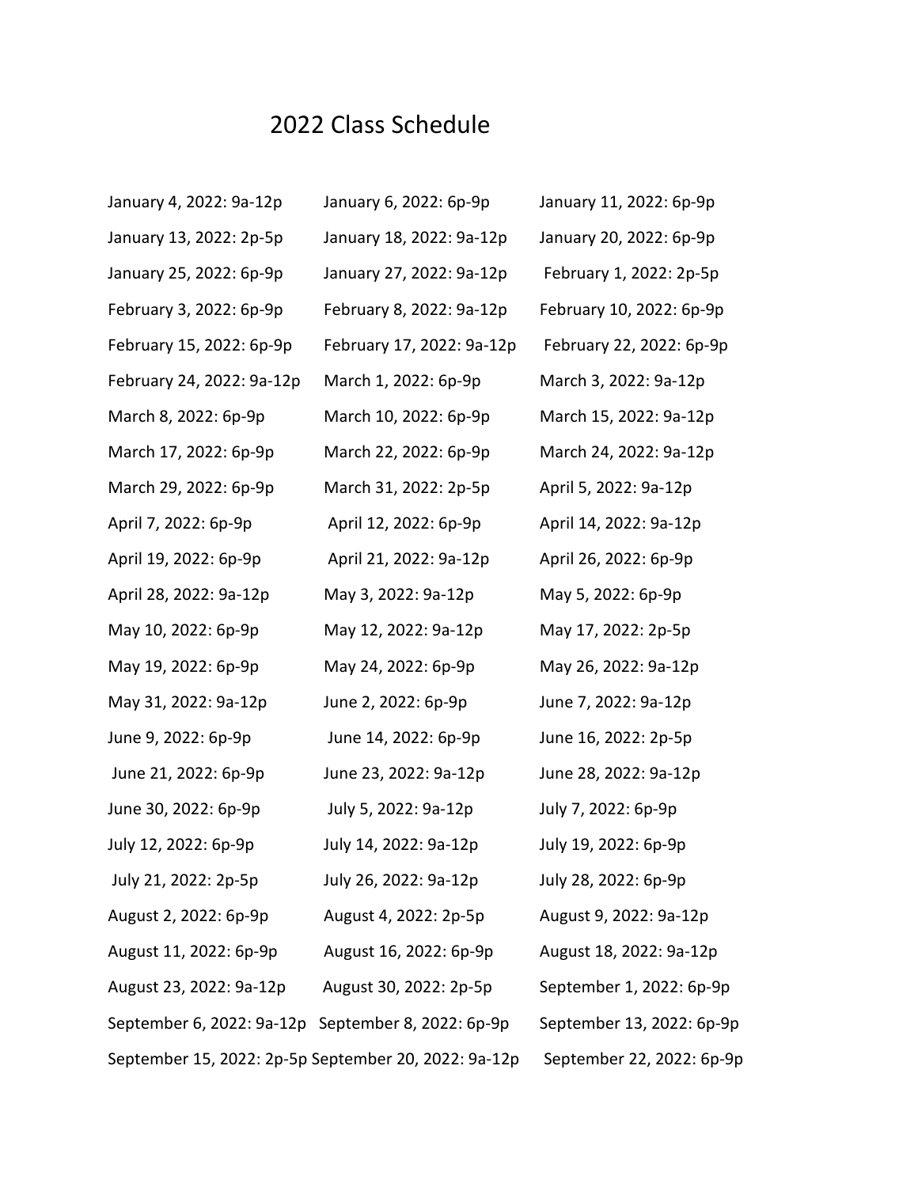# 2022 Class Schedule

January 4, 2022: 9a-12p
January 6, 2022: 6p-9p
January 11, 2022: 6p-9p
January 13, 2022: 2p-5p
January 18, 2022: 9a-12p
January 20, 2022: 6p-9p
January 25, 2022: 6p-9p
January 27, 2022: 9a-12p
February 1, 2022: 2p-5p
February 3, 2022: 6p-9p
February 8, 2022: 9a-12p
February 10, 2022: 6p-9p
February 15, 2022: 6p-9p
February 17, 2022: 9a-12p
February 22, 2022: 6p-9p
February 24, 2022: 9a-12p
March 1, 2022: 6p-9p
March 3, 2022: 9a-12p
March 8, 2022: 6p-9p
March 10, 2022: 6p-9p
March 15, 2022: 9a-12p
March 17, 2022: 6p-9p
March 22, 2022: 6p-9p
March 24, 2022: 9a-12p
March 29, 2022: 6p-9p
March 31, 2022: 2p-5p
April 5, 2022: 9a-12p
April 7, 2022: 6p-9p
April 12, 2022: 6p-9p
April 14, 2022: 9a-12p
April 19, 2022: 6p-9p
April 21, 2022: 9a-12p
April 26, 2022: 6p-9p
April 28, 2022: 9a-12p
May 3, 2022: 9a-12p
May 5, 2022: 6p-9p
May 10, 2022: 6p-9p
May 12, 2022: 9a-12p
May 17, 2022: 2p-5p
May 19, 2022: 6p-9p
May 24, 2022: 6p-9p
May 26, 2022: 9a-12p
May 31, 2022: 9a-12p
June 2, 2022: 6p-9p
June 7, 2022: 9a-12p
June 9, 2022: 6p-9p
June 14, 2022: 6p-9p
June 16, 2022: 2p-5p
June 21, 2022: 6p-9p
June 23, 2022: 9a-12p
June 28, 2022: 9a-12p
June 30, 2022: 6p-9p
July 5, 2022: 9a-12p
July 7, 2022: 6p-9p
July 12, 2022: 6p-9p
July 14, 2022: 9a-12p
July 19, 2022: 6p-9p
July 21, 2022: 2p-5p
July 26, 2022: 9a-12p
July 28, 2022: 6p-9p
August 2, 2022: 6p-9p
August 4, 2022: 2p-5p
August 9, 2022: 9a-12p
August 11, 2022: 6p-9p
August 16, 2022: 6p-9p
August 18, 2022: 9a-12p
August 23, 2022: 9a-12p
August 30, 2022: 2p-5p
September 1, 2022: 6p-9p
September 6, 2022: 9a-12p
September 8, 2022: 6p-9p
September 13, 2022: 6p-9p
September 15, 2022: 2p-5p
September 20, 2022: 9a-12p
September 22, 2022: 6p-9p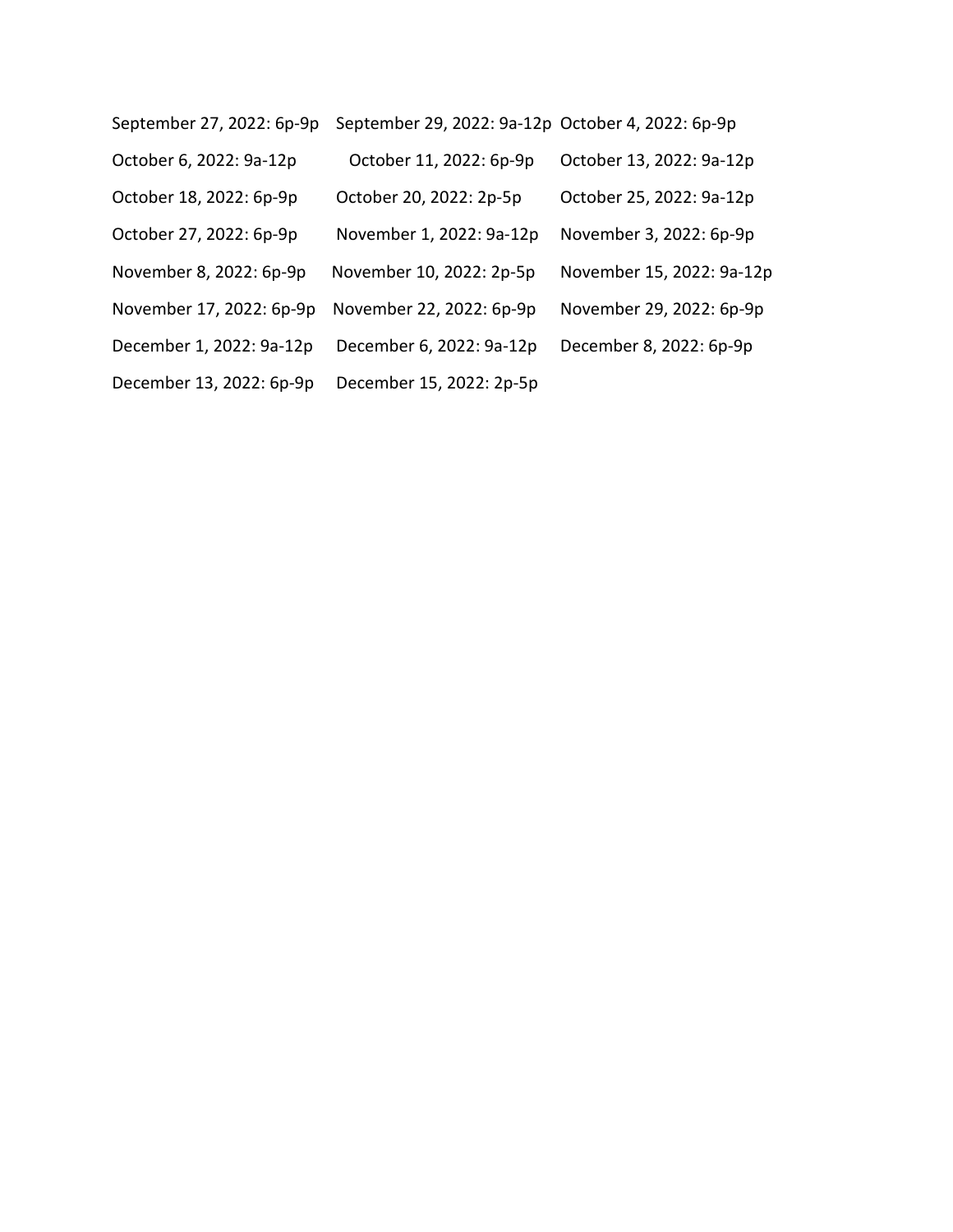| | | |
|---|---|---|
| September 27, 2022: 6p-9p | September 29, 2022: 9a-12p | October 4, 2022: 6p-9p |
| October 6, 2022: 9a-12p | October 11, 2022: 6p-9p | October 13, 2022: 9a-12p |
| October 18, 2022: 6p-9p | October 20, 2022: 2p-5p | October 25, 2022: 9a-12p |
| October 27, 2022: 6p-9p | November 1, 2022: 9a-12p | November 3, 2022: 6p-9p |
| November 8, 2022: 6p-9p | November 10, 2022: 2p-5p | November 15, 2022: 9a-12p |
| November 17, 2022: 6p-9p | November 22, 2022: 6p-9p | November 29, 2022: 6p-9p |
| December 1, 2022: 9a-12p | December 6, 2022: 9a-12p | December 8, 2022: 6p-9p |
| December 13, 2022: 6p-9p | December 15, 2022: 2p-5p | |